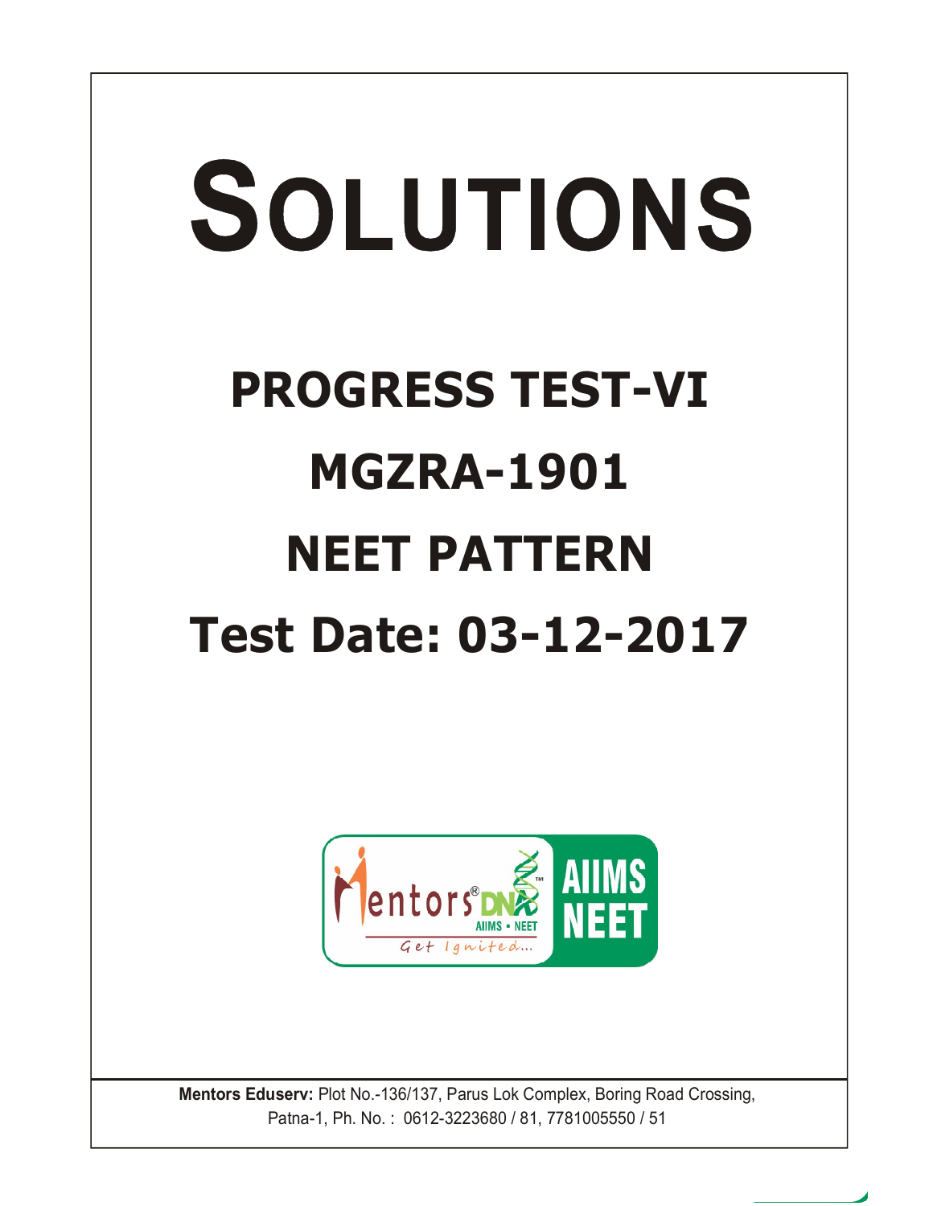# SOLUTIONS

## PROGRESS TEST-VI

## MGZRA-1901

## NEET PATTERN

## Test Date: 03-12-2017

**Mentors Eduserv:** Plot No.-136/137, Parus Lok Complex, Boring Road Crossing, Patna-1, Ph. No. : 0612-3223680 / 81, 7781005550 / 51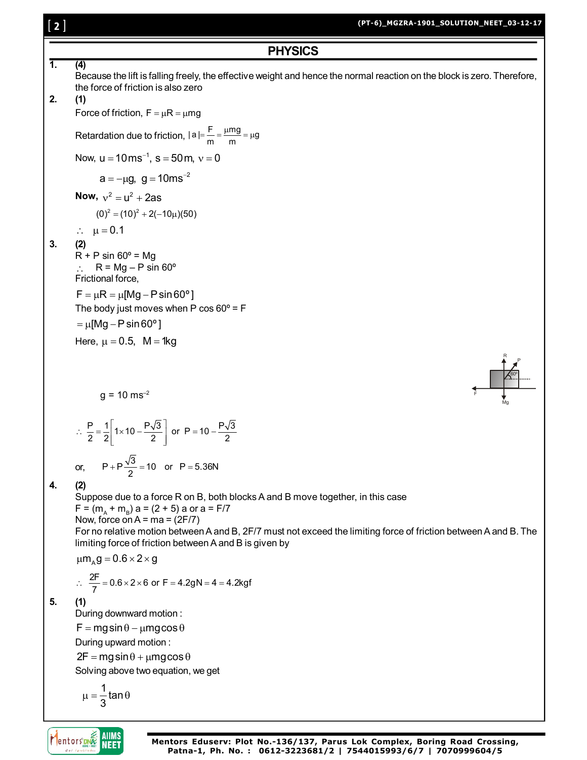## PHYSICS

**1.** **(4)**

Because the lift is falling freely, the effective weight and hence the normal reaction on the block is zero. Therefore, the force of friction is also zero

**2.** **(1)**

Force of friction, $F = \mu R = \mu mg$

Retardation due to friction, $|a| = \frac{F}{m} = \frac{\mu mg}{m} = \mu g$

Now, $u = 10\,ms^{-1}$, $s = 50\,m$, $v = 0$

$a = -\mu g$, $g = 10\,ms^{-2}$

**Now,** $v^2 = u^2 + 2as$

$(0)^2 = (10)^2 + 2(-10\mu)(50)$

$\therefore\ \mu = 0.1$

**3.** **(2)**

R + P sin 60º = Mg

$\therefore$ R = Mg – P sin 60º

Frictional force,

$F = \mu R = \mu[Mg - P\sin 60°]$

The body just moves when P cos 60º = F

$= \mu[Mg - P\sin 60°]$

Here, $\mu = 0.5$, $M = 1\,kg$

g = 10 ms$^{-2}$

$\therefore\ \frac{P}{2} = \frac{1}{2}\left[1 \times 10 - \frac{P\sqrt{3}}{2}\right]$ or $P = 10 - \frac{P\sqrt{3}}{2}$

or, $P + P\frac{\sqrt{3}}{2} = 10$ or $P = 5.36N$

**4.** **(2)**

Suppose due to a force R on B, both blocks A and B move together, in this case

$F = (m_A + m_B)\,a = (2 + 5)\,a$ or $a = F/7$

Now, force on A = ma = (2F/7)

For no relative motion between A and B, 2F/7 must not exceed the limiting force of friction between A and B. The limiting force of friction between A and B is given by

$\mu m_A g = 0.6 \times 2 \times g$

$\therefore\ \frac{2F}{7} = 0.6 \times 2 \times 6$ or $F = 4.2gN = 4 = 4.2kgf$

**5.** **(1)**

During downward motion :

$F = mg\sin\theta - \mu mg\cos\theta$

During upward motion :

$2F = mg\sin\theta + \mu mg\cos\theta$

Solving above two equation, we get

$\mu = \frac{1}{3}\tan\theta$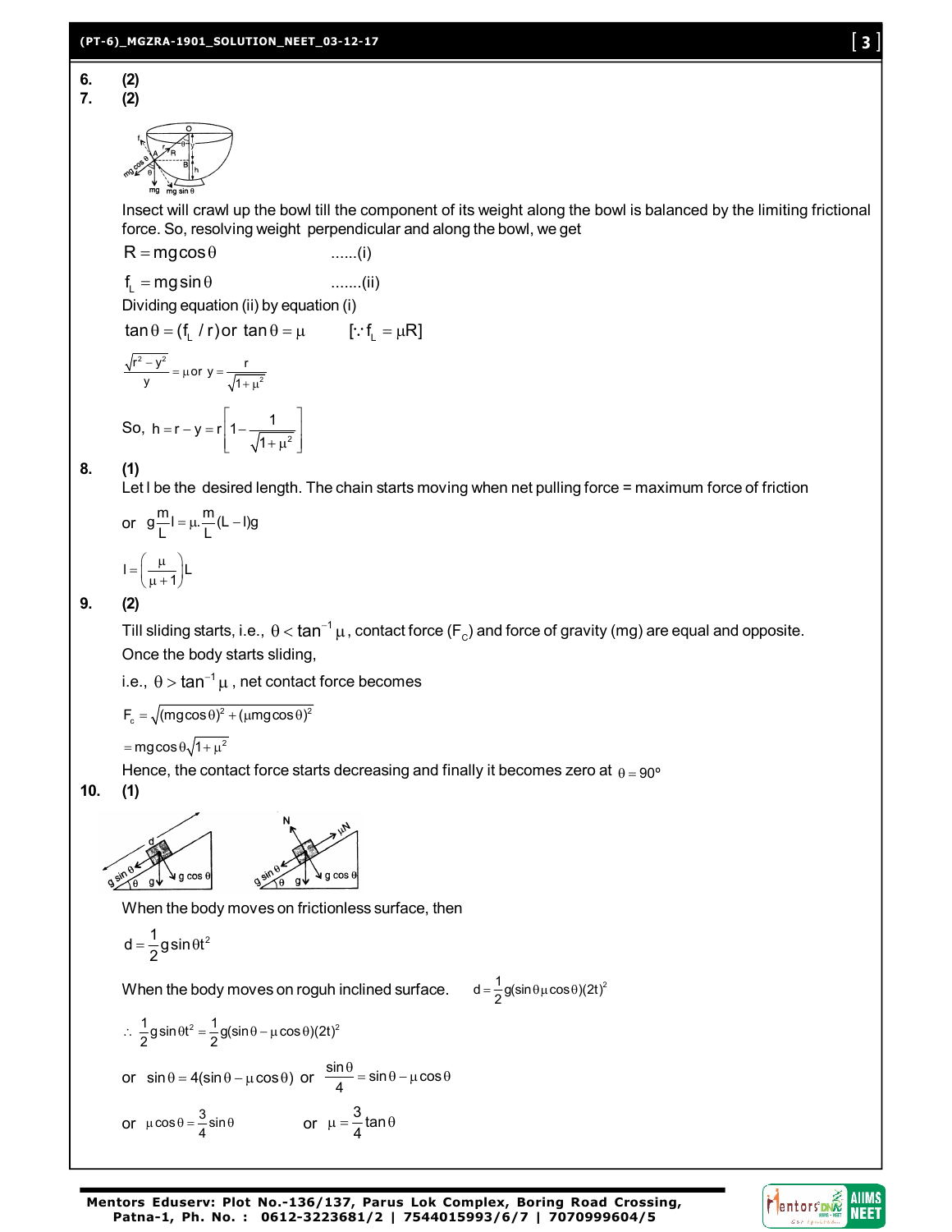**6.** **(2)**

**7.** **(2)**

Insect will crawl up the bowl till the component of its weight along the bowl is balanced by the limiting frictional force. So, resolving weight perpendicular and along the bowl, we get

$R = mg\cos\theta$ ......(i)

$f_L = mg\sin\theta$ .......(ii)

Dividing equation (ii) by equation (i)

$\tan\theta = (f_L / r)$ or $\tan\theta = \mu$ $[\because f_L = \mu R]$

$\frac{\sqrt{r^2 - y^2}}{y} = \mu$ or $y = \frac{r}{\sqrt{1+\mu^2}}$

So, $h = r - y = r\left[1 - \frac{1}{\sqrt{1+\mu^2}}\right]$

**8.** **(1)**

Let l be the desired length. The chain starts moving when net pulling force = maximum force of friction

or $g\frac{m}{L}l = \mu.\frac{m}{L}(L - l)g$

$l = \left(\frac{\mu}{\mu+1}\right)L$

**9.** **(2)**

Till sliding starts, i.e., $\theta < \tan^{-1}\mu$, contact force ($F_c$) and force of gravity (mg) are equal and opposite.

Once the body starts sliding,

i.e., $\theta > \tan^{-1}\mu$, net contact force becomes

$F_c = \sqrt{(mg\cos\theta)^2 + (\mu mg\cos\theta)^2}$

$= mg\cos\theta\sqrt{1+\mu^2}$

Hence, the contact force starts decreasing and finally it becomes zero at $\theta = 90°$

**10.** **(1)**

When the body moves on frictionless surface, then

$d = \frac{1}{2}g\sin\theta t^2$

When the body moves on roguh inclined surface. $d = \frac{1}{2}g(\sin\theta\mu\cos\theta)(2t)^2$

$\therefore \frac{1}{2}g\sin\theta t^2 = \frac{1}{2}g(\sin\theta - \mu\cos\theta)(2t)^2$

or $\sin\theta = 4(\sin\theta - \mu\cos\theta)$ or $\frac{\sin\theta}{4} = \sin\theta - \mu\cos\theta$

or $\mu\cos\theta = \frac{3}{4}\sin\theta$ or $\mu = \frac{3}{4}\tan\theta$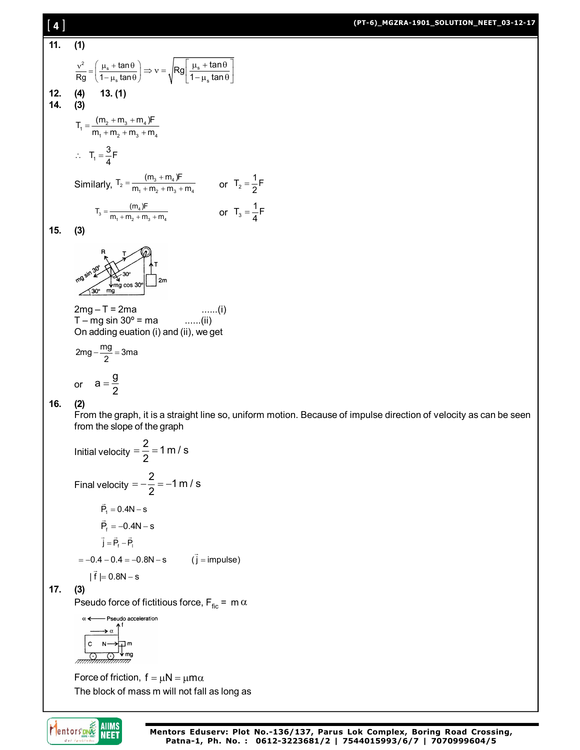**11.** **(1)**

$$\frac{v^2}{Rg}=\left(\frac{\mu_s+\tan\theta}{1-\mu_s\tan\theta}\right)\Rightarrow v=\sqrt{Rg\left[\frac{\mu_s+\tan\theta}{1-\mu_s\tan\theta}\right]}$$

**12.** **(4)** **13. (1)**

**14.** **(3)**

$$T_1=\frac{(m_2+m_3+m_4)F}{m_1+m_2+m_3+m_4}$$

$$\therefore\ T_1=\frac{3}{4}F$$

Similarly, $T_2=\frac{(m_3+m_4)F}{m_1+m_2+m_3+m_4}$ or $T_2=\frac{1}{2}F$

$T_3=\frac{(m_4)F}{m_1+m_2+m_3+m_4}$ or $T_3=\frac{1}{4}F$

**15.** **(3)**

2mg – T = 2ma ......(i)

T – mg sin 30º = ma ......(ii)

On adding euation (i) and (ii), we get

$$2mg-\frac{mg}{2}=3ma$$

or $a=\frac{g}{2}$

**16.** **(2)**

From the graph, it is a straight line so, uniform motion. Because of impulse direction of velocity as can be seen from the slope of the graph

Initial velocity $=\frac{2}{2}=1\,m/s$

Final velocity $=-\frac{2}{2}=-1\,m/s$

$$\vec{P}_i=0.4N-s$$

$$\vec{P}_f=-0.4N-s$$

$$\vec{j}=\vec{P}_f-\vec{P}_i$$

$=-0.4-0.4=-0.8N-s$ ($\vec{j}=$ impulse)

$|\vec{f}|=0.8N-s$

**17.** **(3)**

Pseudo force of fictitious force, $F_{fic}=m\alpha$

Force of friction, $f=\mu N=\mu m\alpha$

The block of mass m will not fall as long as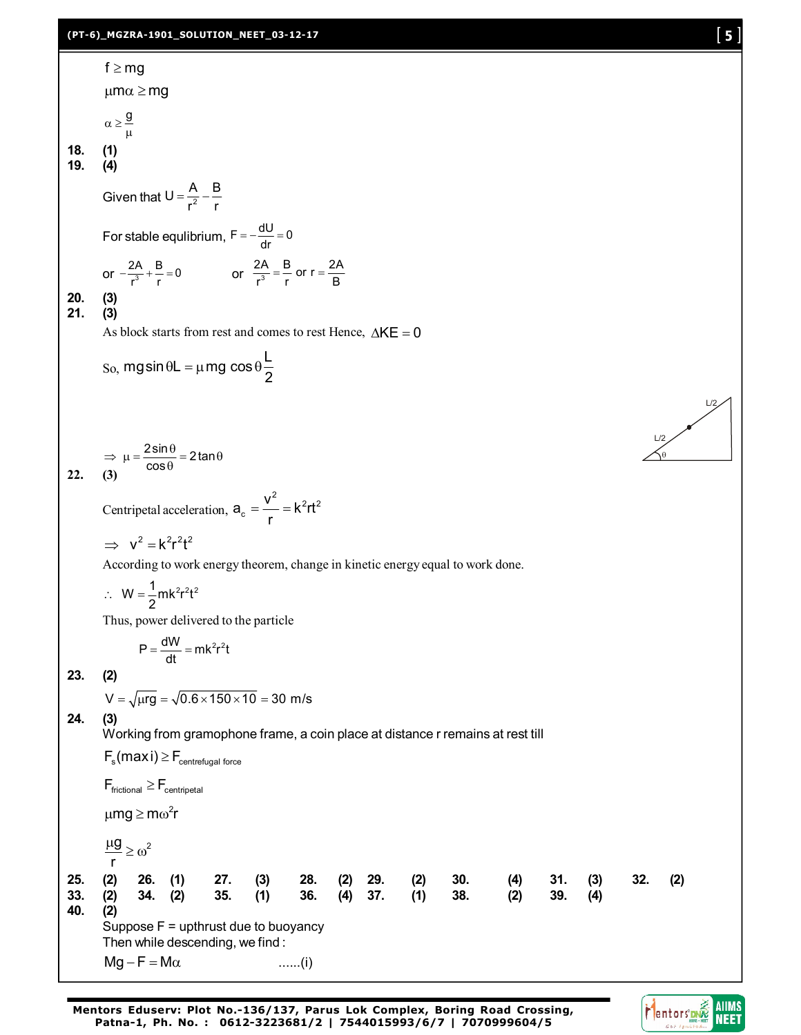$f \geq mg$

$\mu m\alpha \geq mg$

$\alpha \geq \frac{g}{\mu}$

**18.** **(1)**

**19.** **(4)**

Given that $U = \frac{A}{r^2} - \frac{B}{r}$

For stable equlibrium, $F = -\frac{dU}{dr} = 0$

or $-\frac{2A}{r^3} + \frac{B}{r} = 0$ or $\frac{2A}{r^3} = \frac{B}{r}$ or $r = \frac{2A}{B}$

**20.** **(3)**

**21.** **(3)**

As block starts from rest and comes to rest Hence, $\Delta KE = 0$

So, $mg\sin\theta L = \mu mg\cos\theta \frac{L}{2}$

$\Rightarrow \mu = \frac{2\sin\theta}{\cos\theta} = 2\tan\theta$

**22.** **(3)**

Centripetal acceleration, $a_c = \frac{v^2}{r} = k^2rt^2$

$\Rightarrow v^2 = k^2r^2t^2$

According to work energy theorem, change in kinetic energy equal to work done.

$\therefore W = \frac{1}{2}mk^2r^2t^2$

Thus, power delivered to the particle

$$P = \frac{dW}{dt} = mk^2r^2t$$

**23.** **(2)**

$V = \sqrt{\mu rg} = \sqrt{0.6 \times 150 \times 10} = 30 \text{ m/s}$

**24.** **(3)**

Working from gramophone frame, a coin place at distance r remains at rest till

$F_s(\text{maxi}) \geq F_{\text{centrefugal force}}$

$F_{\text{frictional}} \geq F_{\text{centripetal}}$

$\mu mg \geq m\omega^2 r$

$\frac{\mu g}{r} \geq \omega^2$

**25.** **(2)** **26.** **(1)** **27.** **(3)** **28.** **(2)** **29.** **(2)** **30.** **(4)** **31.** **(3)** **32.** **(2)**

**33.** **(2)** **34.** **(2)** **35.** **(1)** **36.** **(4)** **37.** **(1)** **38.** **(2)** **39.** **(4)**

**40.** **(2)**

Suppose F = upthrust due to buoyancy

Then while descending, we find :

$Mg - F = M\alpha$ ......(i)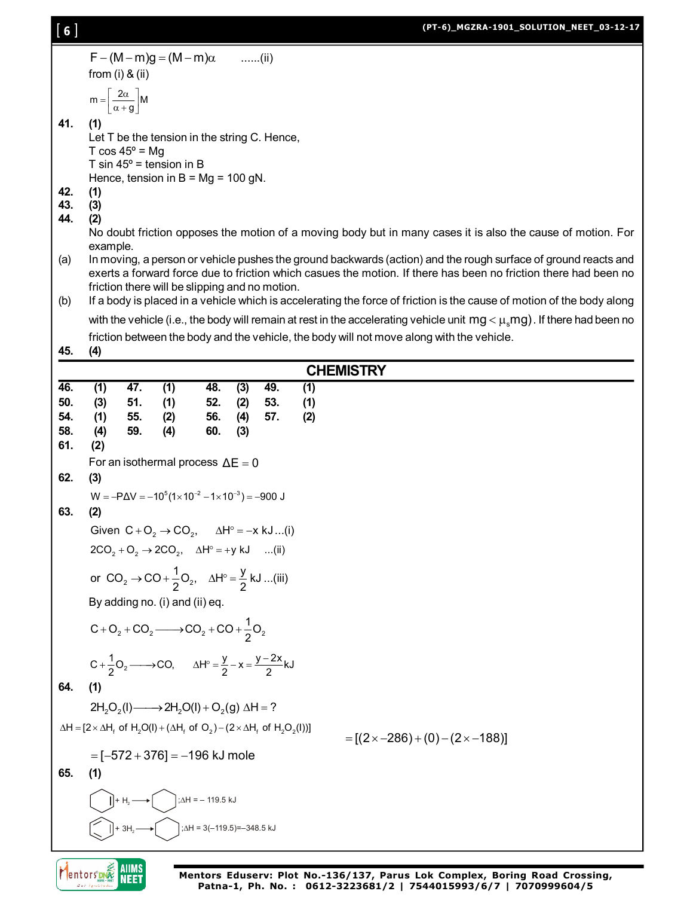$$F - (M - m)g = (M - m)\alpha \quad ......(ii)$$

from (i) & (ii)

$$m = \left[\frac{2\alpha}{\alpha + g}\right]M$$

**41.** **(1)**

Let T be the tension in the string C. Hence,

T cos 45º = Mg

T sin 45º = tension in B

Hence, tension in B = Mg = 100 gN.

**42.** **(1)**

**43.** **(3)**

**44.** **(2)**

No doubt friction opposes the motion of a moving body but in many cases it is also the cause of motion. For example.

(a) In moving, a person or vehicle pushes the ground backwards (action) and the rough surface of ground reacts and exerts a forward force due to friction which casues the motion. If there has been no friction there had been no friction there will be slipping and no motion.

(b) If a body is placed in a vehicle which is accelerating the force of friction is the cause of motion of the body along with the vehicle (i.e., the body will remain at rest in the accelerating vehicle unit $mg < \mu_s mg$). If there had been no friction between the body and the vehicle, the body will not move along with the vehicle.

**45.** **(4)**

## CHEMISTRY

| | | | | | | | |
|---|---|---|---|---|---|---|---|
| **46.** | **(1)** | **47.** | **(1)** | **48.** | **(3)** | **49.** | **(1)** |
| **50.** | **(3)** | **51.** | **(1)** | **52.** | **(2)** | **53.** | **(1)** |
| **54.** | **(1)** | **55.** | **(2)** | **56.** | **(4)** | **57.** | **(2)** |
| **58.** | **(4)** | **59.** | **(4)** | **60.** | **(3)** | | |

**61.** **(2)**

For an isothermal process $\Delta E = 0$

**62.** **(3)**

$$W = -P\Delta V = -10^5(1\times10^{-2} - 1\times10^{-3}) = -900 \text{ J}$$

**63.** **(2)**

Given $C + O_2 \rightarrow CO_2, \quad \Delta H^\circ = -x \text{ kJ} ...(i)$

$2CO_2 + O_2 \rightarrow 2CO_2, \quad \Delta H^\circ = +y \text{ kJ} \quad ...(ii)$

or $CO_2 \rightarrow CO + \frac{1}{2}O_2, \quad \Delta H^\circ = \frac{y}{2} \text{ kJ} ...(iii)$

By adding no. (i) and (ii) eq.

$$C + O_2 + CO_2 \longrightarrow CO_2 + CO + \frac{1}{2}O_2$$

$$C + \frac{1}{2}O_2 \longrightarrow CO, \quad \Delta H^\circ = \frac{y}{2} - x = \frac{y - 2x}{2} \text{kJ}$$

**64.** **(1)**

$$2H_2O_2(l) \longrightarrow 2H_2O(l) + O_2(g) \ \Delta H = ?$$

$$\Delta H = [2 \times \Delta H_f \text{ of } H_2O(l) + (\Delta H_f \text{ of } O_2) - (2 \times \Delta H_f \text{ of } H_2O_2(l))]$$

$$= [(2 \times -286) + (0) - (2 \times -188)]$$

$$= [-572 + 376] = -196 \text{ kJ mole}$$

**65.** **(1)**

Cyclohexene $+ H_2 \longrightarrow$ Cyclohexane ; $\Delta H = -119.5$ kJ

Benzene $+ 3H_2 \longrightarrow$ Cyclohexane ; $\Delta H = 3(-119.5) = -348.5$ kJ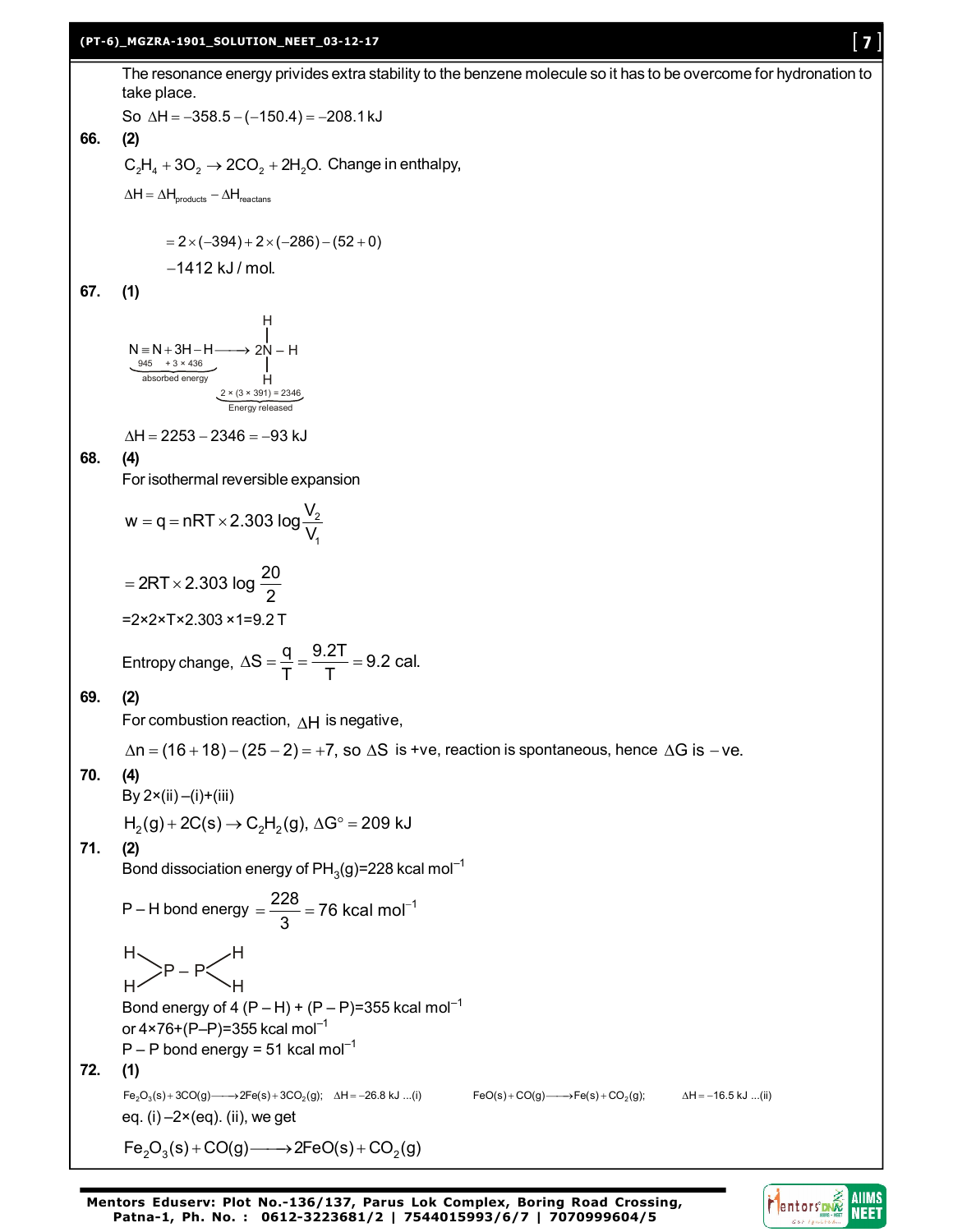The resonance energy privides extra stability to the benzene molecule so it has to be overcome for hydronation to take place.

So $\Delta H = -358.5 - (-150.4) = -208.1\,\text{kJ}$

**66. (2)**

$C_2H_4 + 3O_2 \rightarrow 2CO_2 + 2H_2O$. Change in enthalpy,

$\Delta H = \Delta H_{products} - \Delta H_{reactans}$

$= 2\times(-394) + 2\times(-286) - (52+0)$

$-1412\ \text{kJ/mol}.$

**67. (1)**

$$\underbrace{\underset{945}{N\equiv N} + \underset{+3\times 436}{3H-H}}_{\text{absorbed energy}} \longrightarrow \underbrace{2N(-H)_3}_{\substack{2\times(3\times 391)=2346 \\ \text{Energy released}}}$$

$\Delta H = 2253 - 2346 = -93\ \text{kJ}$

**68. (4)**

For isothermal reversible expansion

$$w = q = nRT \times 2.303\log\frac{V_2}{V_1}$$

$$= 2RT \times 2.303\log\frac{20}{2}$$

$=2\times2\times T\times2.303\times1=9.2\,T$

Entropy change, $\Delta S = \dfrac{q}{T} = \dfrac{9.2T}{T} = 9.2\ \text{cal.}$

**69. (2)**

For combustion reaction, $\Delta H$ is negative,

$\Delta n = (16+18)-(25-2) = +7$, so $\Delta S$ is +ve, reaction is spontaneous, hence $\Delta G$ is $-$ve.

**70. (4)**

By 2×(ii) –(i)+(iii)

$H_2(g) + 2C(s) \rightarrow C_2H_2(g),\ \Delta G^\circ = 209\ \text{kJ}$

**71. (2)**

Bond dissociation energy of $PH_3(g)$=228 kcal $mol^{-1}$

P – H bond energy $= \dfrac{228}{3} = 76\ \text{kcal mol}^{-1}$

$$H_2P-PH_2$$

Bond energy of 4 (P – H) + (P – P)=355 kcal $mol^{-1}$

or 4×76+(P–P)=355 kcal $mol^{-1}$

P – P bond energy = 51 kcal $mol^{-1}$

**72. (1)**

$Fe_2O_3(s) + 3CO(g) \longrightarrow 2Fe(s) + 3CO_2(g);\quad \Delta H = -26.8\ \text{kJ}$ ...(i)  $FeO(s) + CO(g) \longrightarrow Fe(s) + CO_2(g);\quad \Delta H = -16.5\ \text{kJ}$ ...(ii)

eq. (i) –2×(eq). (ii), we get

$Fe_2O_3(s) + CO(g) \longrightarrow 2FeO(s) + CO_2(g)$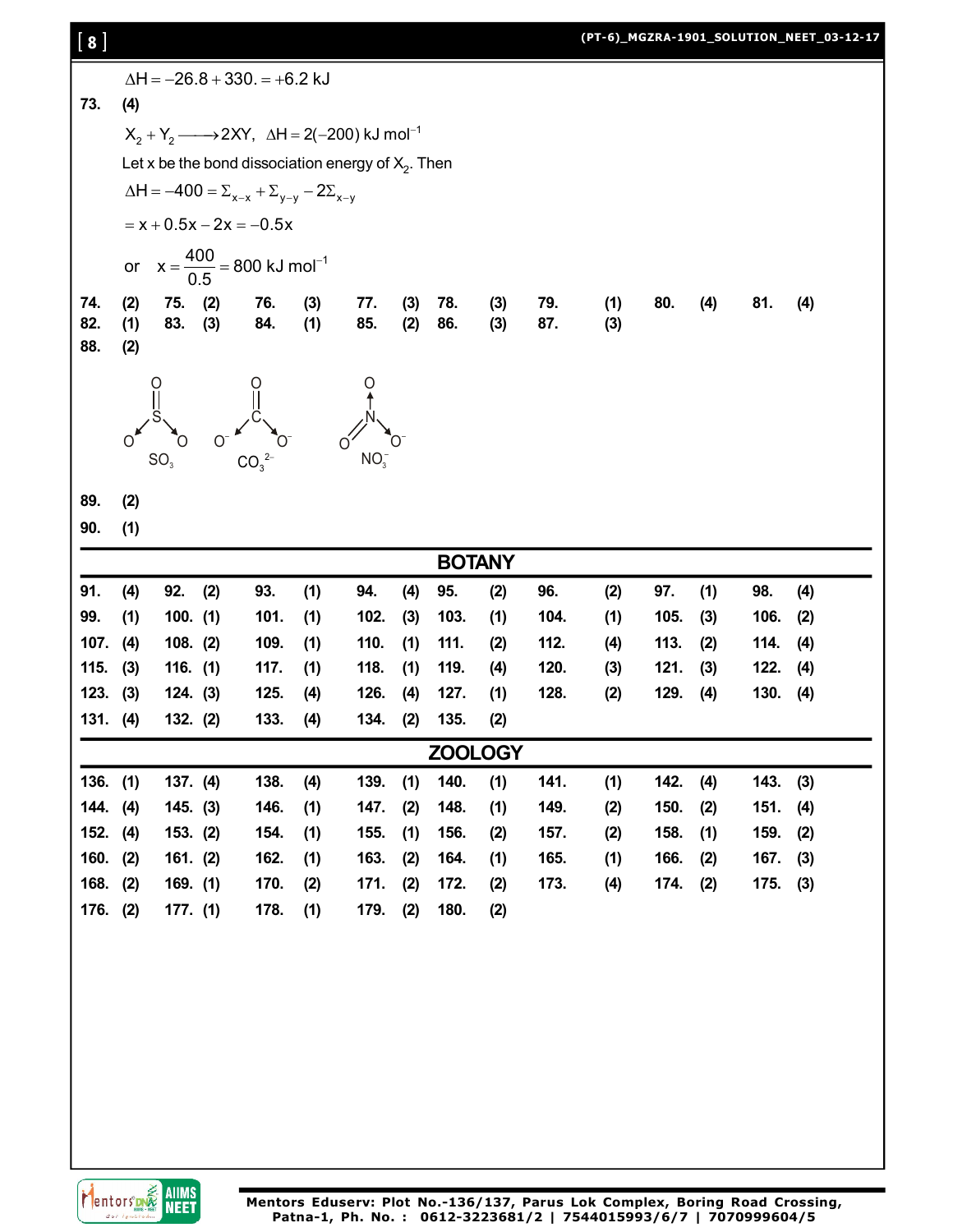$\Delta H = -26.8 + 330. = +6.2$ kJ

**73. (4)**

$X_2 + Y_2 \longrightarrow 2XY, \quad \Delta H = 2(-200)\ \text{kJ mol}^{-1}$

Let x be the bond dissociation energy of $X_2$. Then

$\Delta H = -400 = \Sigma_{x-x} + \Sigma_{y-y} - 2\Sigma_{x-y}$

$= x + 0.5x - 2x = -0.5x$

or $\quad x = \dfrac{400}{0.5} = 800\ \text{kJ mol}^{-1}$

| | | | | | | | | | | | | | | | |
|---|---|---|---|---|---|---|---|---|---|---|---|---|---|---|---|
| 74. | (2) | 75. | (2) | 76. | (3) | 77. | (3) | 78. | (3) | 79. | (1) | 80. | (4) | 81. | (4) |
| 82. | (1) | 83. | (3) | 84. | (1) | 85. | (2) | 86. | (3) | 87. | (3) | | | | |

**88. (2)**

$SO_3$ $\quad CO_3^{2-}$ $\quad NO_3^-$

**89. (2)**

**90. (1)**

## BOTANY

| | | | | | | | | | | | | | | | |
|---|---|---|---|---|---|---|---|---|---|---|---|---|---|---|---|
| 91. | (4) | 92. | (2) | 93. | (1) | 94. | (4) | 95. | (2) | 96. | (2) | 97. | (1) | 98. | (4) |
| 99. | (1) | 100. | (1) | 101. | (1) | 102. | (3) | 103. | (1) | 104. | (1) | 105. | (3) | 106. | (2) |
| 107. | (4) | 108. | (2) | 109. | (1) | 110. | (1) | 111. | (2) | 112. | (4) | 113. | (2) | 114. | (4) |
| 115. | (3) | 116. | (1) | 117. | (1) | 118. | (1) | 119. | (4) | 120. | (3) | 121. | (3) | 122. | (4) |
| 123. | (3) | 124. | (3) | 125. | (4) | 126. | (4) | 127. | (1) | 128. | (2) | 129. | (4) | 130. | (4) |
| 131. | (4) | 132. | (2) | 133. | (4) | 134. | (2) | 135. | (2) | | | | | | |

## ZOOLOGY

| | | | | | | | | | | | | | | | |
|---|---|---|---|---|---|---|---|---|---|---|---|---|---|---|---|
| 136. | (1) | 137. | (4) | 138. | (4) | 139. | (1) | 140. | (1) | 141. | (1) | 142. | (4) | 143. | (3) |
| 144. | (4) | 145. | (3) | 146. | (1) | 147. | (2) | 148. | (1) | 149. | (2) | 150. | (2) | 151. | (4) |
| 152. | (4) | 153. | (2) | 154. | (1) | 155. | (1) | 156. | (2) | 157. | (2) | 158. | (1) | 159. | (2) |
| 160. | (2) | 161. | (2) | 162. | (1) | 163. | (2) | 164. | (1) | 165. | (1) | 166. | (2) | 167. | (3) |
| 168. | (2) | 169. | (1) | 170. | (2) | 171. | (2) | 172. | (2) | 173. | (4) | 174. | (2) | 175. | (3) |
| 176. | (2) | 177. | (1) | 178. | (1) | 179. | (2) | 180. | (2) | | | | | | |

Mentors Eduserv: Plot No.-136/137, Parus Lok Complex, Boring Road Crossing, Patna-1, Ph. No. : 0612-3223681/2 | 7544015993/6/7 | 7070999604/5